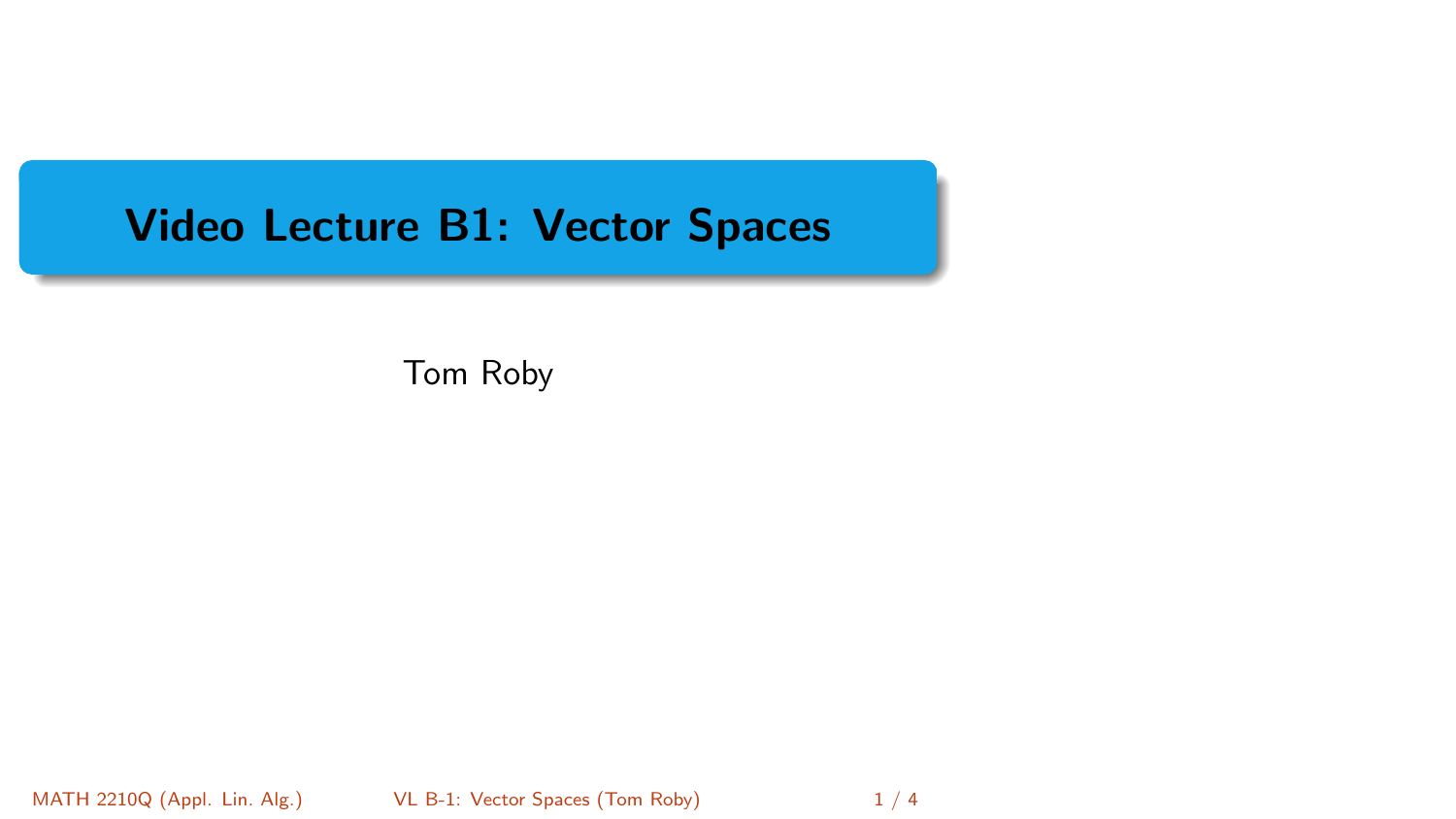# Video Lecture B1: Vector Spaces

Tom Roby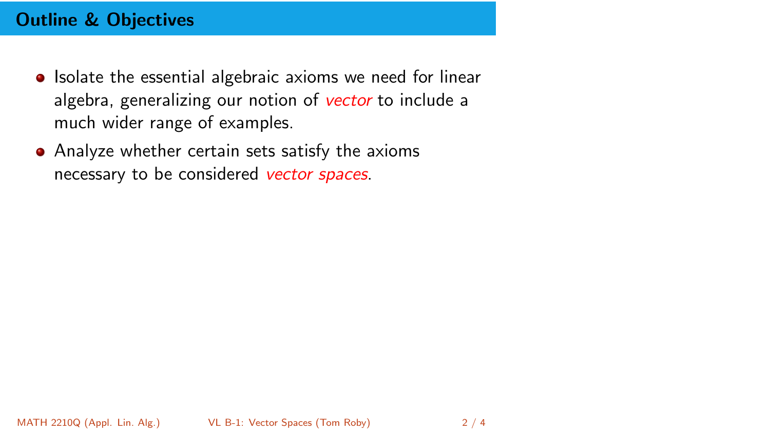## Outline & Objectives

- Isolate the essential algebraic axioms we need for linear algebra, generalizing our notion of *vector* to include a much wider range of examples.
- Analyze whether certain sets satisfy the axioms necessary to be considered *vector spaces*.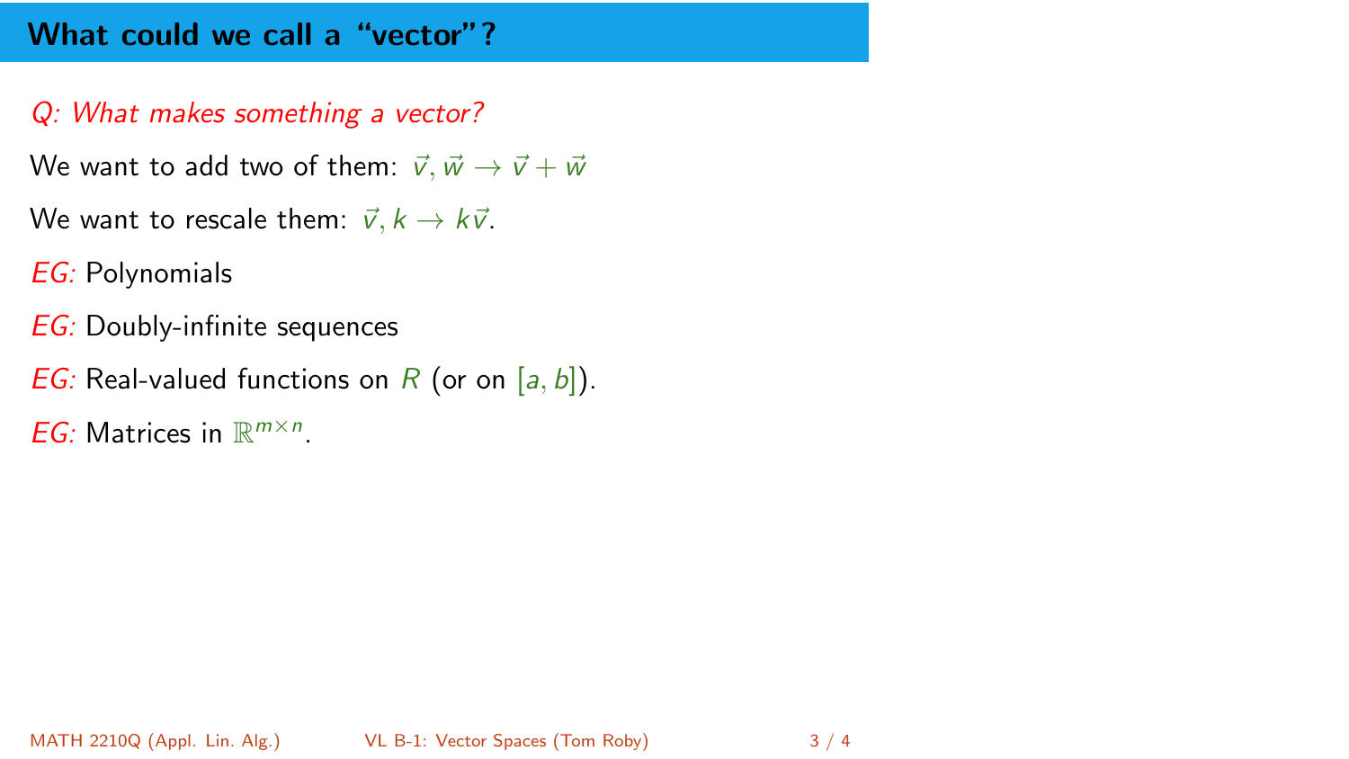## What could we call a "vector"?

*Q: What makes something a vector?*

We want to add two of them: $\vec{v}, \vec{w} \to \vec{v} + \vec{w}$

We want to rescale them: $\vec{v}, k \to k\vec{v}$.

*EG:* Polynomials

*EG:* Doubly-infinite sequences

*EG:* Real-valued functions on $R$ (or on $[a, b]$).

*EG:* Matrices in $\mathbb{R}^{m \times n}$.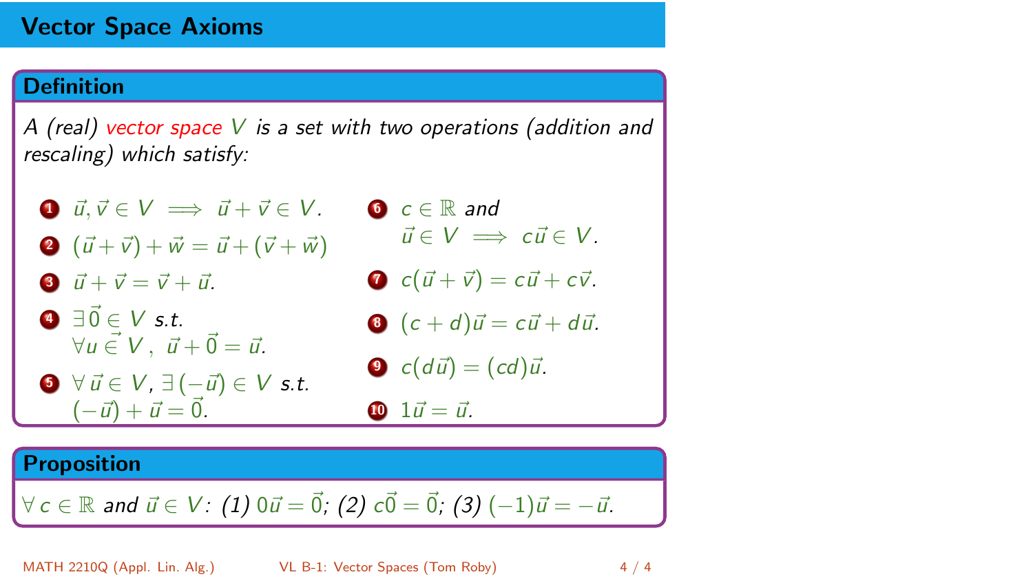# Vector Space Axioms

## Definition

*A (real) vector space $V$ is a set with two operations (addition and rescaling) which satisfy:*

1. $\vec{u}, \vec{v} \in V \implies \vec{u} + \vec{v} \in V$.
2. $(\vec{u} + \vec{v}) + \vec{w} = \vec{u} + (\vec{v} + \vec{w})$
3. $\vec{u} + \vec{v} = \vec{v} + \vec{u}$.
4. $\exists \vec{0} \in V$ s.t. $\forall \vec{u} \in V$, $\vec{u} + \vec{0} = \vec{u}$.
5. $\forall \vec{u} \in V$, $\exists (-\vec{u}) \in V$ s.t. $(-\vec{u}) + \vec{u} = \vec{0}$.
6. $c \in \mathbb{R}$ and $\vec{u} \in V \implies c\vec{u} \in V$.
7. $c(\vec{u} + \vec{v}) = c\vec{u} + c\vec{v}$.
8. $(c + d)\vec{u} = c\vec{u} + d\vec{u}$.
9. $c(d\vec{u}) = (cd)\vec{u}$.
10. $1\vec{u} = \vec{u}$.

## Proposition

$\forall\, c \in \mathbb{R}$ and $\vec{u} \in V$: (1) $0\vec{u} = \vec{0}$; (2) $c\vec{0} = \vec{0}$; (3) $(-1)\vec{u} = -\vec{u}$.